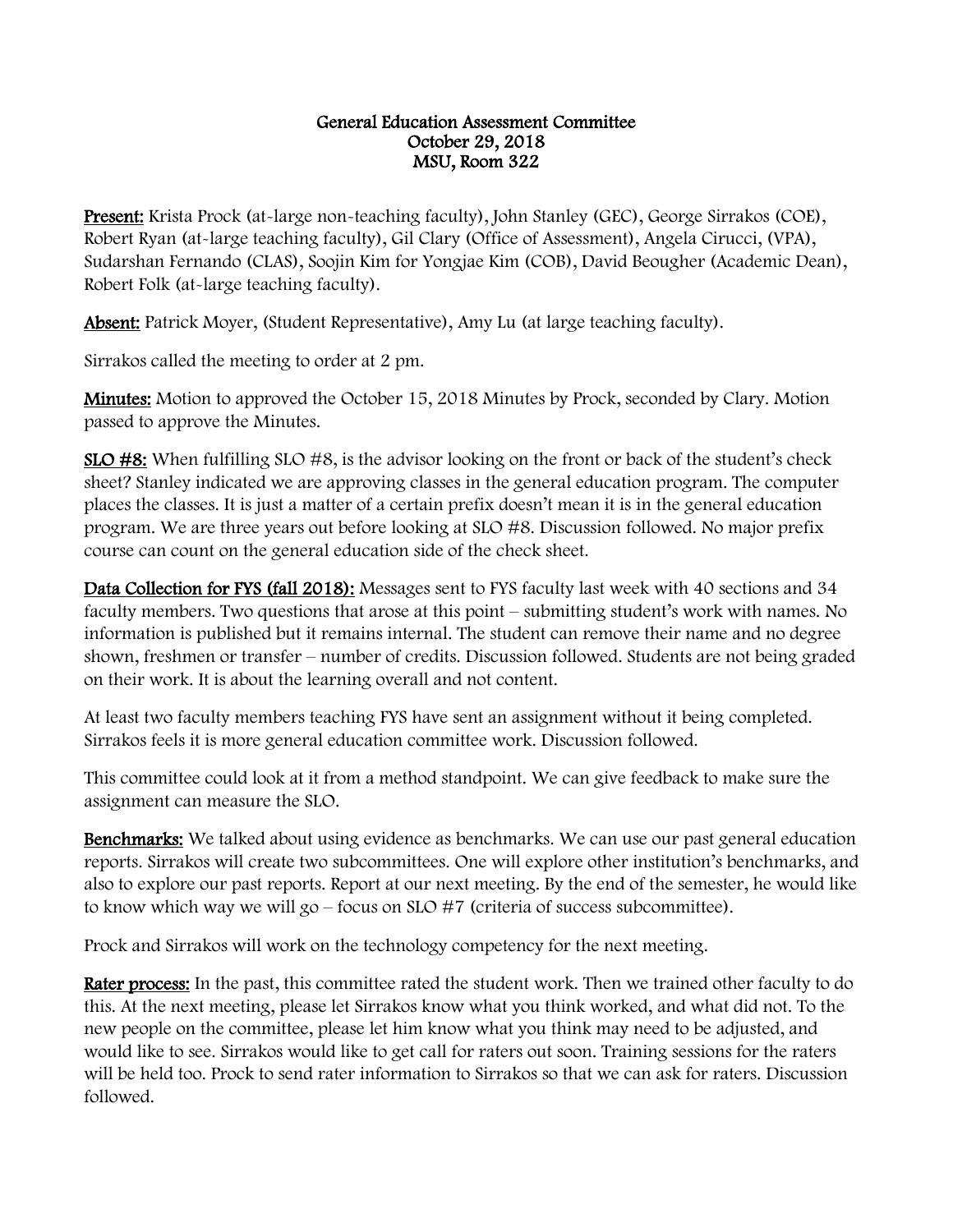**General Education Assessment Committee**
**October 29, 2018**
**MSU, Room 322**

**Present:** Krista Prock (at-large non-teaching faculty), John Stanley (GEC), George Sirrakos (COE), Robert Ryan (at-large teaching faculty), Gil Clary (Office of Assessment), Angela Cirucci, (VPA), Sudarshan Fernando (CLAS), Soojin Kim for Yongjae Kim (COB), David Beougher (Academic Dean), Robert Folk (at-large teaching faculty).

**Absent:** Patrick Moyer, (Student Representative), Amy Lu (at large teaching faculty).

Sirrakos called the meeting to order at 2 pm.

**Minutes:** Motion to approved the October 15, 2018 Minutes by Prock, seconded by Clary. Motion passed to approve the Minutes.

**SLO #8:** When fulfilling SLO #8, is the advisor looking on the front or back of the student's check sheet? Stanley indicated we are approving classes in the general education program. The computer places the classes. It is just a matter of a certain prefix doesn't mean it is in the general education program. We are three years out before looking at SLO #8. Discussion followed. No major prefix course can count on the general education side of the check sheet.

**Data Collection for FYS (fall 2018):** Messages sent to FYS faculty last week with 40 sections and 34 faculty members. Two questions that arose at this point – submitting student's work with names. No information is published but it remains internal. The student can remove their name and no degree shown, freshmen or transfer – number of credits. Discussion followed. Students are not being graded on their work. It is about the learning overall and not content.

At least two faculty members teaching FYS have sent an assignment without it being completed. Sirrakos feels it is more general education committee work. Discussion followed.

This committee could look at it from a method standpoint. We can give feedback to make sure the assignment can measure the SLO.

**Benchmarks:** We talked about using evidence as benchmarks. We can use our past general education reports. Sirrakos will create two subcommittees. One will explore other institution's benchmarks, and also to explore our past reports. Report at our next meeting. By the end of the semester, he would like to know which way we will go – focus on SLO #7 (criteria of success subcommittee).

Prock and Sirrakos will work on the technology competency for the next meeting.

**Rater process:** In the past, this committee rated the student work. Then we trained other faculty to do this. At the next meeting, please let Sirrakos know what you think worked, and what did not. To the new people on the committee, please let him know what you think may need to be adjusted, and would like to see. Sirrakos would like to get call for raters out soon. Training sessions for the raters will be held too. Prock to send rater information to Sirrakos so that we can ask for raters. Discussion followed.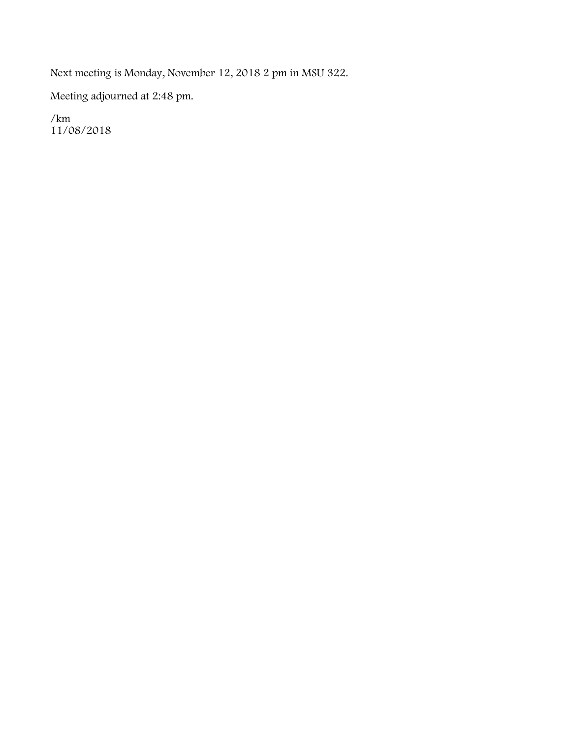Next meeting is Monday, November 12, 2018 2 pm in MSU 322.

Meeting adjourned at 2:48 pm.

/km
11/08/2018